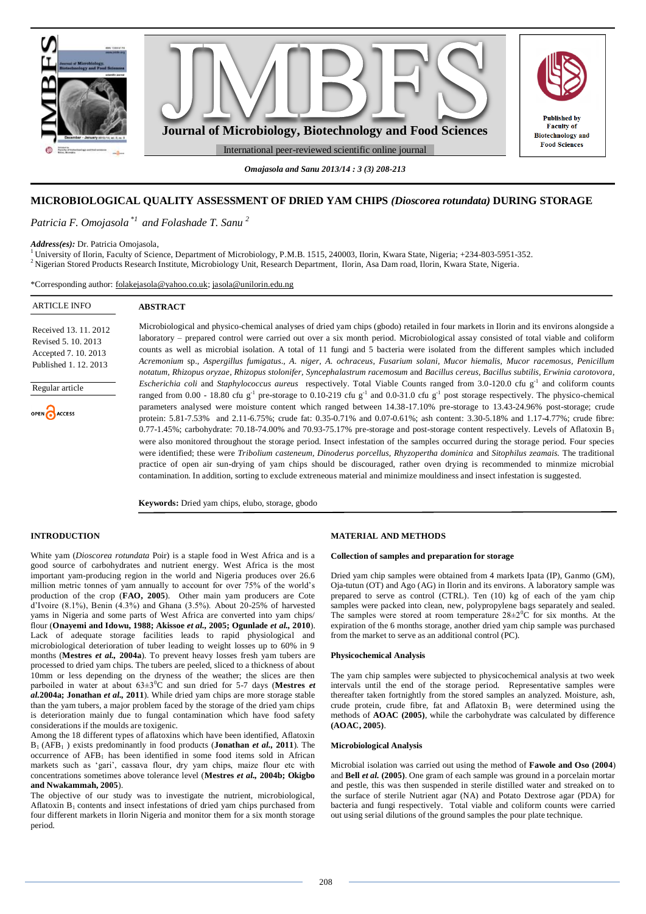# MICROBIOLOGICAL QUALITY ASSESSMENT OF DRIED YAM CHIPS *(Dioscorea rotundata)* DURING STORAGE

*Patricia F. Omojasola* [*1] *and Folashade T. Sanu* [2]

***Address(es):*** Dr. Patricia Omojasola,

[1] University of Ilorin, Faculty of Science, Department of Microbiology, P.M.B. 1515, 240003, Ilorin, Kwara State, Nigeria; +234-803-5951-352.
[2] Nigerian Stored Products Research Institute, Microbiology Unit, Research Department, Ilorin, Asa Dam road, Ilorin, Kwara State, Nigeria.

*Corresponding author: folakejasola@yahoo.co.uk; jasola@unilorin.edu.ng

ARTICLE INFO

Received 13. 11. 2012
Revised 5. 10. 2013
Accepted 7. 10. 2013
Published 1. 12. 2013

Regular article

OPEN ACCESS

## ABSTRACT

Microbiological and physico-chemical analyses of dried yam chips (gbodo) retailed in four markets in Ilorin and its environs alongside a laboratory – prepared control were carried out over a six month period. Microbiological assay consisted of total viable and coliform counts as well as microbial isolation. A total of 11 fungi and 5 bacteria were isolated from the different samples which included *Acremonium* sp., *Aspergillus fumigatus*., *A. niger*, *A. ochraceus*, *Fusarium solani*, *Mucor hiemalis*, *Mucor racemosus*, *Penicillum notatum*, *Rhizopus oryzae*, *Rhizopus stolonifer*, *Syncephalastrum racemosum* and *Bacillus cereus*, *Bacillus subtilis*, *Erwinia carotovora*, *Escherichia coli* and *Staphylococcus aureus* respectively. Total Viable Counts ranged from 3.0-120.0 cfu $g^{-1}$ and coliform counts ranged from 0.00 - 18.80 cfu $g^{-1}$ pre-storage to 0.10-219 cfu $g^{-1}$ and 0.0-31.0 cfu $g^{-1}$ post storage respectively. The physico-chemical parameters analysed were moisture content which ranged between 14.38-17.10% pre-storage to 13.43-24.96% post-storage; crude protein: 5.81-7.53% and 2.11-6.75%; crude fat: 0.35-0.71% and 0.07-0.61%; ash content: 3.30-5.18% and 1.17-4.77%; crude fibre: 0.77-1.45%; carbohydrate: 70.18-74.00% and 70.93-75.17% pre-storage and post-storage content respectively. Levels of Aflatoxin $B_1$ were also monitored throughout the storage period. Insect infestation of the samples occurred during the storage period. Four species were identified; these were *Tribolium casteneum*, *Dinoderus porcellus*, *Rhyzopertha dominica* and *Sitophilus zeamais*. The traditional practice of open air sun-drying of yam chips should be discouraged, rather oven drying is recommended to minmize microbial contamination. In addition, sorting to exclude extreneous material and minimize mouldiness and insect infestation is suggested.

**Keywords:** Dried yam chips, elubo, storage, gbodo

## INTRODUCTION

White yam (*Dioscorea rotundata* Poir) is a staple food in West Africa and is a good source of carbohydrates and nutrient energy. West Africa is the most important yam-producing region in the world and Nigeria produces over 26.6 million metric tonnes of yam annually to account for over 75% of the world's production of the crop (**FAO, 2005**). Other main yam producers are Cote d'Ivoire (8.1%), Benin (4.3%) and Ghana (3.5%). About 20-25% of harvested yams in Nigeria and some parts of West Africa are converted into yam chips/ flour (**Onayemi and Idowu, 1988; Akissoe *et al.*, 2005; Ogunlade *et al.*, 2010**). Lack of adequate storage facilities leads to rapid physiological and microbiological deterioration of tuber leading to weight losses up to 60% in 9 months (**Mestres *et al.*, 2004a**). To prevent heavy losses fresh yam tubers are processed to dried yam chips. The tubers are peeled, sliced to a thickness of about 10mm or less depending on the dryness of the weather; the slices are then parboiled in water at about $63\pm3^0$C and sun dried for 5-7 days (**Mestres *et al.*2004a; Jonathan *et al.*, 2011**). While dried yam chips are more storage stable than the yam tubers, a major problem faced by the storage of the dried yam chips is deterioration mainly due to fungal contamination which have food safety considerations if the moulds are toxigenic.

Among the 18 different types of aflatoxins which have been identified, Aflatoxin $B_1$ ($AFB_1$ ) exists predominantly in food products (**Jonathan *et al.*, 2011**). The occurrence of $AFB_1$ has been identified in some food items sold in African markets such as 'gari', cassava flour, dry yam chips, maize flour etc with concentrations sometimes above tolerance level (**Mestres *et al.*, 2004b; Okigbo and Nwakammah, 2005**).

The objective of our study was to investigate the nutrient, microbiological, Aflatoxin $B_1$ contents and insect infestations of dried yam chips purchased from four different markets in Ilorin Nigeria and monitor them for a six month storage period.

## MATERIAL AND METHODS

### Collection of samples and preparation for storage

Dried yam chip samples were obtained from 4 markets Ipata (IP), Ganmo (GM), Oja-tutun (OT) and Ago (AG) in Ilorin and its environs. A laboratory sample was prepared to serve as control (CTRL). Ten (10) kg of each of the yam chip samples were packed into clean, new, polypropylene bags separately and sealed. The samples were stored at room temperature $28\pm2^0$C for six months. At the expiration of the 6 months storage, another dried yam chip sample was purchased from the market to serve as an additional control (PC).

### Physicochemical Analysis

The yam chip samples were subjected to physicochemical analysis at two week intervals until the end of the storage period. Representative samples were thereafter taken fortnightly from the stored samples an analyzed. Moisture, ash, crude protein, crude fibre, fat and Aflatoxin $B_1$ were determined using the methods of **AOAC (2005)**, while the carbohydrate was calculated by difference **(AOAC, 2005)**.

### Microbiological Analysis

Microbial isolation was carried out using the method of **Fawole and Oso (2004)** and **Bell *et al.* (2005)**. One gram of each sample was ground in a porcelain mortar and pestle, this was then suspended in sterile distilled water and streaked on to the surface of sterile Nutrient agar (NA) and Potato Dextrose agar (PDA) for bacteria and fungi respectively. Total viable and coliform counts were carried out using serial dilutions of the ground samples the pour plate technique.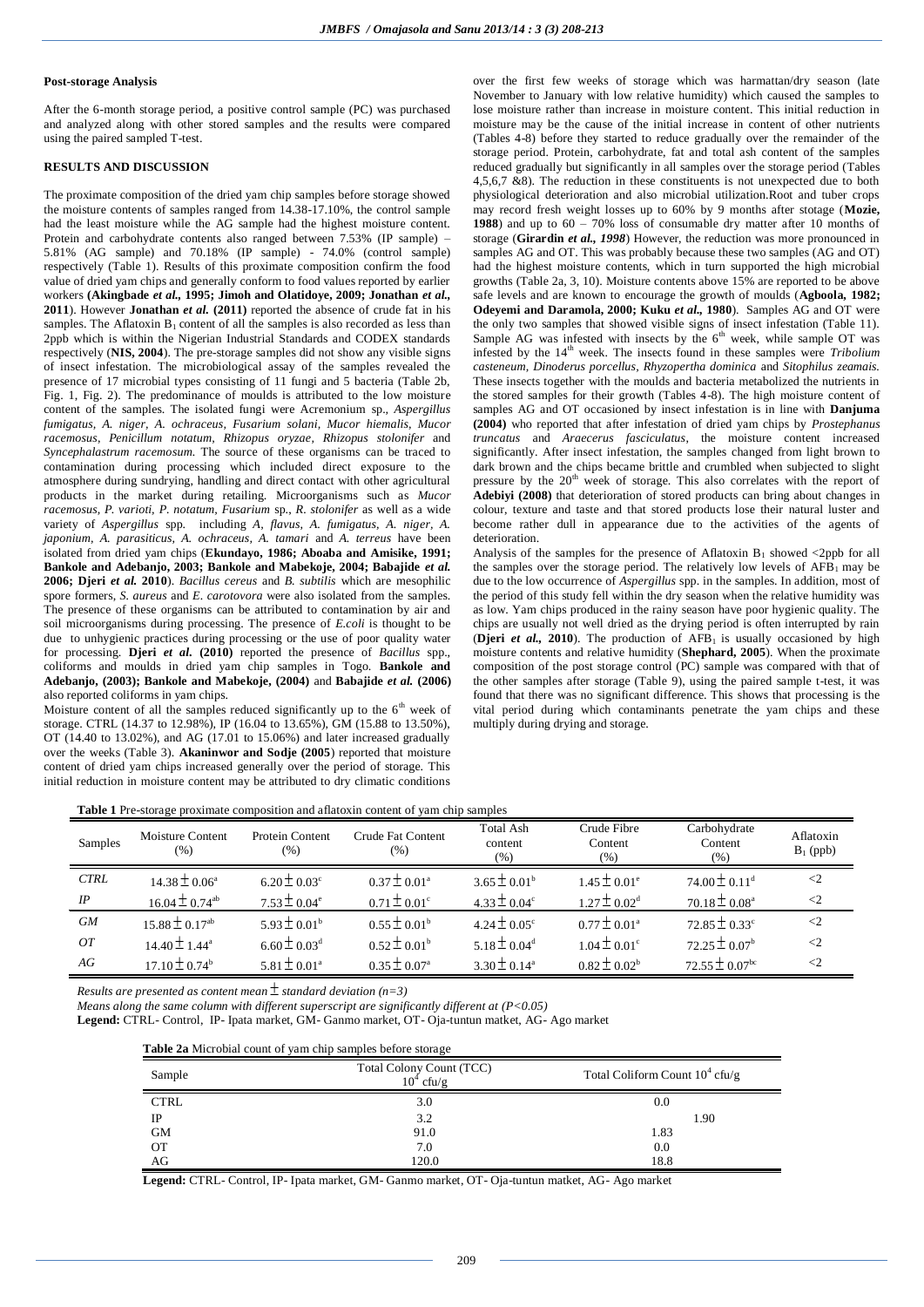**Post-storage Analysis**

After the 6-month storage period, a positive control sample (PC) was purchased and analyzed along with other stored samples and the results were compared using the paired sampled T-test.

**RESULTS AND DISCUSSION**

The proximate composition of the dried yam chip samples before storage showed the moisture contents of samples ranged from 14.38-17.10%, the control sample had the least moisture while the AG sample had the highest moisture content. Protein and carbohydrate contents also ranged between 7.53% (IP sample) – 5.81% (AG sample) and 70.18% (IP sample) - 74.0% (control sample) respectively (Table 1). Results of this proximate composition confirm the food value of dried yam chips and generally conform to food values reported by earlier workers **(Akingbade *et al.*, 1995; Jimoh and Olatidoye, 2009; Jonathan *et al.*, 2011)**. However **Jonathan *et al.* (2011)** reported the absence of crude fat in his samples. The Aflatoxin $B_1$ content of all the samples is also recorded as less than 2ppb which is within the Nigerian Industrial Standards and CODEX standards respectively (**NIS, 2004**). The pre-storage samples did not show any visible signs of insect infestation. The microbiological assay of the samples revealed the presence of 17 microbial types consisting of 11 fungi and 5 bacteria (Table 2b, Fig. 1, Fig. 2). The predominance of moulds is attributed to the low moisture content of the samples. The isolated fungi were Acremonium sp., *Aspergillus fumigatus*, *A. niger*, *A. ochraceus*, *Fusarium solani*, *Mucor hiemalis*, *Mucor racemosus*, *Penicillum notatum*, *Rhizopus oryzae*, *Rhizopus stolonifer* and *Syncephalastrum racemosum*. The source of these organisms can be traced to contamination during processing which included direct exposure to the atmosphere during sundrying, handling and direct contact with other agricultural products in the market during retailing. Microorganisms such as *Mucor racemosus*, *P. varioti*, *P. notatum*, *Fusarium* sp., *R. stolonifer* as well as a wide variety of *Aspergillus* spp. including *A. flavus*, *A. fumigatus*, *A. niger*, *A. japonium*, *A. parasiticus*, *A. ochraceus*, *A. tamari* and *A. terreus* have been isolated from dried yam chips (**Ekundayo, 1986; Aboaba and Amisike, 1991; Bankole and Adebanjo, 2003; Bankole and Mabekoje, 2004; Babajide *et al.* 2006; Djeri *et al.* 2010**). *Bacillus cereus* and *B. subtilis* which are mesophilic spore formers, *S. aureus* and *E. carotovora* were also isolated from the samples. The presence of these organisms can be attributed to contamination by air and soil microorganisms during processing. The presence of *E.coli* is thought to be due to unhygienic practices during processing or the use of poor quality water for processing. **Djeri *et al.* (2010)** reported the presence of *Bacillus* spp., coliforms and moulds in dried yam chip samples in Togo. **Bankole and Adebanjo, (2003); Bankole and Mabekoje, (2004)** and **Babajide *et al.* (2006)** also reported coliforms in yam chips.

Moisture content of all the samples reduced significantly up to the 6[th] week of storage. CTRL (14.37 to 12.98%), IP (16.04 to 13.65%), GM (15.88 to 13.50%), OT (14.40 to 13.02%), and AG (17.01 to 15.06%) and later increased gradually over the weeks (Table 3). **Akaninwor and Sodje (2005**) reported that moisture content of dried yam chips increased generally over the period of storage. This initial reduction in moisture content may be attributed to dry climatic conditions over the first few weeks of storage which was harmattan/dry season (late November to January with low relative humidity) which caused the samples to lose moisture rather than increase in moisture content. This initial reduction in moisture may be the cause of the initial increase in content of other nutrients (Tables 4-8) before they started to reduce gradually over the remainder of the storage period. Protein, carbohydrate, fat and total ash content of the samples reduced gradually but significantly in all samples over the storage period (Tables 4,5,6,7 &8). The reduction in these constituents is not unexpected due to both physiological deterioration and also microbial utilization.Root and tuber crops may record fresh weight losses up to 60% by 9 months after stotage (**Mozie, 1988**) and up to 60 – 70% loss of consumable dry matter after 10 months of storage (**Girardin *et al., 1998***) However, the reduction was more pronounced in samples AG and OT. This was probably because these two samples (AG and OT) had the highest moisture contents, which in turn supported the high microbial growths (Table 2a, 3, 10). Moisture contents above 15% are reported to be above safe levels and are known to encourage the growth of moulds (**Agboola, 1982; Odeyemi and Daramola, 2000; Kuku *et al.*, 1980**). Samples AG and OT were the only two samples that showed visible signs of insect infestation (Table 11). Sample AG was infested with insects by the 6[th] week, while sample OT was infested by the 14[th] week. The insects found in these samples were *Tribolium casteneum*, *Dinoderus porcellus*, *Rhyzopertha dominica* and *Sitophilus zeamais*. These insects together with the moulds and bacteria metabolized the nutrients in the stored samples for their growth (Tables 4-8). The high moisture content of samples AG and OT occasioned by insect infestation is in line with **Danjuma (2004)** who reported that after infestation of dried yam chips by *Prostephanus truncatus* and *Araecerus fasciculatus*, the moisture content increased significantly. After insect infestation, the samples changed from light brown to dark brown and the chips became brittle and crumbled when subjected to slight pressure by the 20[th] week of storage. This also correlates with the report of **Adebiyi (2008)** that deterioration of stored products can bring about changes in colour, texture and taste and that stored products lose their natural luster and become rather dull in appearance due to the activities of the agents of deterioration.

Analysis of the samples for the presence of Aflatoxin $B_1$ showed <2ppb for all the samples over the storage period. The relatively low levels of $AFB_1$ may be due to the low occurrence of *Aspergillus* spp. in the samples. In addition, most of the period of this study fell within the dry season when the relative humidity was as low. Yam chips produced in the rainy season have poor hygienic quality. The chips are usually not well dried as the drying period is often interrupted by rain (**Djeri *et al.*, 2010**). The production of $AFB_1$ is usually occasioned by high moisture contents and relative humidity (**Shephard, 2005**). When the proximate composition of the post storage control (PC) sample was compared with that of the other samples after storage (Table 9), using the paired sample t-test, it was found that there was no significant difference. This shows that processing is the vital period during which contaminants penetrate the yam chips and these multiply during drying and storage.

**Table 1** Pre-storage proximate composition and aflatoxin content of yam chip samples

| Samples | Moisture Content (%) | Protein Content (%) | Crude Fat Content (%) | Total Ash content (%) | Crude Fibre Content (%) | Carbohydrate Content (%) | Aflatoxin $B_1$ (ppb) |
|---|---|---|---|---|---|---|---|
| *CTRL* | $14.38 \pm 0.06^{a}$ | $6.20 \pm 0.03^{c}$ | $0.37 \pm 0.01^{a}$ | $3.65 \pm 0.01^{b}$ | $1.45 \pm 0.01^{e}$ | $74.00 \pm 0.11^{d}$ | <2 |
| *IP* | $16.04 \pm 0.74^{ab}$ | $7.53 \pm 0.04^{e}$ | $0.71 \pm 0.01^{c}$ | $4.33 \pm 0.04^{c}$ | $1.27 \pm 0.02^{d}$ | $70.18 \pm 0.08^{a}$ | <2 |
| *GM* | $15.88 \pm 0.17^{ab}$ | $5.93 \pm 0.01^{b}$ | $0.55 \pm 0.01^{b}$ | $4.24 \pm 0.05^{c}$ | $0.77 \pm 0.01^{a}$ | $72.85 \pm 0.33^{c}$ | <2 |
| *OT* | $14.40 \pm 1.44^{a}$ | $6.60 \pm 0.03^{d}$ | $0.52 \pm 0.01^{b}$ | $5.18 \pm 0.04^{d}$ | $1.04 \pm 0.01^{c}$ | $72.25 \pm 0.07^{b}$ | <2 |
| *AG* | $17.10 \pm 0.74^{b}$ | $5.81 \pm 0.01^{a}$ | $0.35 \pm 0.07^{a}$ | $3.30 \pm 0.14^{a}$ | $0.82 \pm 0.02^{b}$ | $72.55 \pm 0.07^{bc}$ | <2 |

*Results are presented as content mean* $\pm$ *standard deviation (n=3)*
*Means along the same column with different superscript are significantly different at (P<0.05)*
**Legend:** CTRL- Control, IP- Ipata market, GM- Ganmo market, OT- Oja-tuntun matket, AG- Ago market

**Table 2a** Microbial count of yam chip samples before storage

| Sample | Total Colony Count (TCC) $10^4$ cfu/g | Total Coliform Count $10^4$ cfu/g |
|---|---|---|
| CTRL | 3.0 | 0.0 |
| IP | 3.2 | 1.90 |
| GM | 91.0 | 1.83 |
| OT | 7.0 | 0.0 |
| AG | 120.0 | 18.8 |

**Legend:** CTRL- Control, IP- Ipata market, GM- Ganmo market, OT- Oja-tuntun matket, AG- Ago market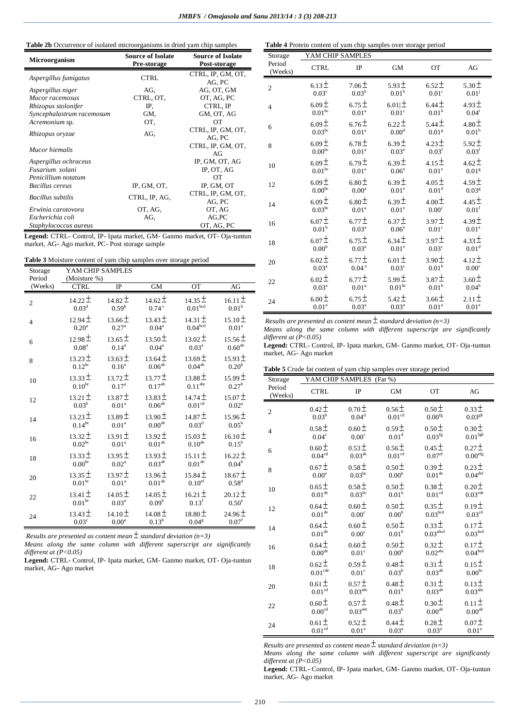**Table 2b** Occurrence of isolated microorganisms in dried yam chip samples

| Microorganism | Source of Isolate Pre-storage | Source of Isolate Post-storage |
|---|---|---|
| *Aspergillus fumigatus* | CTRL | CTRL, IP, GM, OT, AG, PC |
| *Aspergillus niger* | AG, | AG, OT, GM |
| *Mucor racemosus* | CTRL, OT, | OT, AG, PC |
| *Rhizopus stolonifer* | IP, | CTRL, IP |
| *Syncephalastrum racemosum* | GM, | GM, OT, AG |
| *Acremonium* sp. | OT, | OT |
| *Rhizopus oryzae* | AG, | CTRL, IP, GM, OT, AG, PC |
| *Mucor hiemalis* | | CTRL, IP, GM, OT, AG |
| *Aspergillus ochraceus* | | IP, GM, OT, AG |
| *Fusarium solani* | | IP, OT, AG |
| *Penicillium notatum* | | OT |
| *Bacillus cereus* | IP, GM, OT, | IP, GM, OT |
| *Bacillus subtilis* | CTRL, IP, AG, | CTRL, IP, GM, OT, AG, PC |
| *Erwinia carotovora* | OT, AG, | OT, AG |
| *Escherichia coli* | AG, | AG,PC |
| *Staphylococcus aureus* | | OT, AG, PC |

**Legend:** CTRL- Control, IP- Ipata market, GM- Ganmo market, OT- Oja-tuntun market, AG- Ago market, PC- Post storage sample

**Table 3** Moisture content of yam chip samples over storage period

| Storage Period (Weeks) | YAM CHIP SAMPLES (Moisture %) CTRL | IP | GM | OT | AG |
|---|---|---|---|---|---|
| 2 | $14.22 \pm 0.03^{d}$ | $14.82 \pm 0.59^{b}$ | $14.62 \pm 0.74^{c}$ | $14.35 \pm 0.01^{bcd}$ | $16.11 \pm 0.01^{b}$ |
| 4 | $12.94 \pm 0.20^{a}$ | $13.66 \pm 0.27^{a}$ | $13.43 \pm 0.04^{a}$ | $14.31 \pm 0.04^{bcd}$ | $15.10 \pm 0.01^{a}$ |
| 6 | $12.98 \pm 0.08^{a}$ | $13.65 \pm 0.14^{a}$ | $13.50 \pm 0.04^{a}$ | $13.02 \pm 0.03^{a}$ | $15.56 \pm 0.60^{ab}$ |
| 8 | $13.23 \pm 0.12^{bc}$ | $13.63 \pm 0.16^{a}$ | $13.64 \pm 0.06^{ab}$ | $13.69 \pm 0.04^{ab}$ | $15.93 \pm 0.20^{b}$ |
| 10 | $13.33 \pm 0.10^{bc}$ | $13.72 \pm 0.17^{a}$ | $13.77 \pm 0.17^{ab}$ | $13.88 \pm 0.11^{abc}$ | $15.99 \pm 0.27^{b}$ |
| 12 | $13.21 \pm 0.03^{b}$ | $13.87 \pm 0.01^{a}$ | $13.83 \pm 0.06^{ab}$ | $14.74 \pm 0.01^{cd}$ | $15.07 \pm 0.02^{a}$ |
| 14 | $13.23 \pm 0.14^{bc}$ | $13.89 \pm 0.01^{a}$ | $13.90 \pm 0.00^{ab}$ | $14.87 \pm 0.03^{d}$ | $15.96 \pm 0.05^{b}$ |
| 16 | $13.32 \pm 0.02^{bc}$ | $13.91 \pm 0.01^{a}$ | $13.92 \pm 0.01^{ab}$ | $15.03 \pm 0.10^{de}$ | $16.10 \pm 0.15^{b}$ |
| 18 | $13.33 \pm 0.00^{bc}$ | $13.95 \pm 0.02^{a}$ | $13.93 \pm 0.03^{ab}$ | $15.11 \pm 0.01^{de}$ | $16.22 \pm 0.04^{b}$ |
| 20 | $13.35 \pm 0.01^{bc}$ | $13.97 \pm 0.01^{a}$ | $13.96 \pm 0.01^{ab}$ | $15.84 \pm 0.10^{ef}$ | $18.67 \pm 0.58^{d}$ |
| 22 | $13.41 \pm 0.01^{bc}$ | $14.05 \pm 0.03^{a}$ | $14.05 \pm 0.09^{b}$ | $16.21 \pm 0.13^{f}$ | $20.12 \pm 0.50^{e}$ |
| 24 | $13.43 \pm 0.03^{c}$ | $14.10 \pm 0.00^{a}$ | $14.08 \pm 0.13^{b}$ | $18.80 \pm 0.04^{g}$ | $24.96 \pm 0.07^{f}$ |

*Results are presented as content mean* $\pm$ *standard deviation (n=3)*

*Means along the same column with different superscript are significantly different at (P<0.05)*

**Legend:** CTRL- Control, IP- Ipata market, GM- Ganmo market, OT- Oja-tuntun market, AG- Ago market

**Table 4** Protein content of yam chip samples over storage period

| Storage Period (Weeks) | YAM CHIP SAMPLES CTRL | IP | GM | OT | AG |
|---|---|---|---|---|---|
| 2 | $6.13 \pm 0.03^{c}$ | $7.06 \pm 0.03^{b}$ | $5.93 \pm 0.01^{b}$ | $6.52 \pm 0.01^{i}$ | $5.30 \pm 0.01^{j}$ |
| 4 | $6.09 \pm 0.01^{bc}$ | $6.75 \pm 0.01^{a}$ | $6.01 \pm 0.01^{c}$ | $6.44 \pm 0.01^{h}$ | $4.93 \pm 0.04^{i}$ |
| 6 | $6.09 \pm 0.03^{bc}$ | $6.76 \pm 0.01^{a}$ | $6.22 \pm 0.00^{d}$ | $5.44 \pm 0.01^{g}$ | $4.80 \pm 0.01^{h}$ |
| 8 | $6.09 \pm 0.00^{bc}$ | $6.78 \pm 0.01^{a}$ | $6.39 \pm 0.03^{e}$ | $4.23 \pm 0.03^{f}$ | $5.92 \pm 0.03^{l}$ |
| 10 | $6.09 \pm 0.01^{bc}$ | $6.79 \pm 0.01^{a}$ | $6.39 \pm 0.06^{e}$ | $4.15 \pm 0.01^{e}$ | $4.62 \pm 0.01^{g}$ |
| 12 | $6.09 \pm 0.00^{bc}$ | $6.80 \pm 0.00^{a}$ | $6.39 \pm 0.01^{e}$ | $4.05 \pm 0.01^{d}$ | $4.59 \pm 0.03^{g}$ |
| 14 | $6.09 \pm 0.03^{bc}$ | $6.80 \pm 0.01^{a}$ | $6.39 \pm 0.01^{e}$ | $4.00 \pm 0.00^{c}$ | $4.45 \pm 0.01^{f}$ |
| 16 | $6.07 \pm 0.01^{b}$ | $6.77 \pm 0.03^{a}$ | $6.37 \pm 0.06^{e}$ | $3.97 \pm 0.01^{c}$ | $4.39 \pm 0.01^{e}$ |
| 18 | $6.07 \pm 0.00^{b}$ | $6.75 \pm 0.03^{a}$ | $6.34 \pm 0.01^{e}$ | $3.97 \pm 0.03^{c}$ | $4.33 \pm 0.01^{d}$ |
| 20 | $6.02 \pm 0.03^{a}$ | $6.77 \pm 0.04^{a}$ | $6.01 \pm 0.03^{c}$ | $3.90 \pm 0.01^{b}$ | $4.12 \pm 0.00^{c}$ |
| 22 | $6.02 \pm 0.03^{a}$ | $6.77 \pm 0.01^{a}$ | $5.99 \pm 0.01^{bc}$ | $3.87 \pm 0.01^{b}$ | $3.60 \pm 0.04^{b}$ |
| 24 | $6.00 \pm 0.01^{a}$ | $6.75 \pm 0.03^{a}$ | $5.42 \pm 0.03^{a}$ | $3.66 \pm 0.01^{a}$ | $2.11 \pm 0.01^{a}$ |

*Results are presented as content mean* $\pm$ *standard deviation (n=3)*

*Means along the same column with different superscript are significantly different at (P<0.05)*

**Legend:** CTRL- Control, IP- Ipata market, GM- Ganmo market, OT- Oja-tuntun market, AG- Ago market

**Table 5** Crude fat content of yam chip samples over storage period

| Storage Period (Weeks) | YAM CHIP SAMPLES (Fat %) CTRL | IP | GM | OT | AG |
|---|---|---|---|---|---|
| 2 | $0.42 \pm 0.03^{b}$ | $0.70 \pm 0.04^{d}$ | $0.56 \pm 0.01^{cd}$ | $0.50 \pm 0.00^{fg}$ | $0.33 \pm 0.03^{gh}$ |
| 4 | $0.58 \pm 0.04^{c}$ | $0.60 \pm 0.00^{c}$ | $0.59 \pm 0.01^{d}$ | $0.50 \pm 0.03^{fg}$ | $0.30 \pm 0.01^{fgh}$ |
| 6 | $0.60 \pm 0.04^{cd}$ | $0.53 \pm 0.03^{ab}$ | $0.56 \pm 0.01^{cd}$ | $0.45 \pm 0.07^{ef}$ | $0.27 \pm 0.00^{efg}$ |
| 8 | $0.67 \pm 0.00^{e}$ | $0.58 \pm 0.03^{bc}$ | $0.50 \pm 0.00^{b}$ | $0.39 \pm 0.01^{de}$ | $0.23 \pm 0.04^{def}$ |
| 10 | $0.65 \pm 0.01^{de}$ | $0.58 \pm 0.03^{bc}$ | $0.50 \pm 0.01^{b}$ | $0.38 \pm 0.01^{cd}$ | $0.20 \pm 0.03^{cde}$ |
| 12 | $0.64 \pm 0.01^{de}$ | $0.60 \pm 0.00^{c}$ | $0.50 \pm 0.00^{b}$ | $0.35 \pm 0.03^{bcd}$ | $0.19 \pm 0.03^{cd}$ |
| 14 | $0.64 \pm 0.01^{de}$ | $0.60 \pm 0.00^{c}$ | $0.50 \pm 0.01^{b}$ | $0.33 \pm 0.03^{abcd}$ | $0.17 \pm 0.03^{bcd}$ |
| 16 | $0.64 \pm 0.00^{de}$ | $0.60 \pm 0.01^{c}$ | $0.50 \pm 0.00^{b}$ | $0.32 \pm 0.02^{abc}$ | $0.17 \pm 0.04^{bcd}$ |
| 18 | $0.62 \pm 0.01^{cde}$ | $0.59 \pm 0.01^{c}$ | $0.48 \pm 0.03^{b}$ | $0.31 \pm 0.03^{ab}$ | $0.15 \pm 0.00^{bc}$ |
| 20 | $0.61 \pm 0.01^{cd}$ | $0.57 \pm 0.03^{abc}$ | $0.48 \pm 0.01^{b}$ | $0.31 \pm 0.03^{ab}$ | $0.13 \pm 0.03^{abc}$ |
| 22 | $0.60 \pm 0.00^{cd}$ | $0.57 \pm 0.03^{abc}$ | $0.48 \pm 0.03^{b}$ | $0.30 \pm 0.00^{ab}$ | $0.11 \pm 0.00^{ab}$ |
| 24 | $0.61 \pm 0.01^{cd}$ | $0.52 \pm 0.01^{a}$ | $0.44 \pm 0.03^{a}$ | $0.28 \pm 0.03^{a}$ | $0.07 \pm 0.01^{a}$ |

*Results are presented as content mean* $\pm$ *standard deviation (n=3)*

*Means along the same column with different superscript are significantly different at (P<0.05)*

**Legend:** CTRL- Control, IP- Ipata market, GM- Ganmo market, OT- Oja-tuntun market, AG- Ago market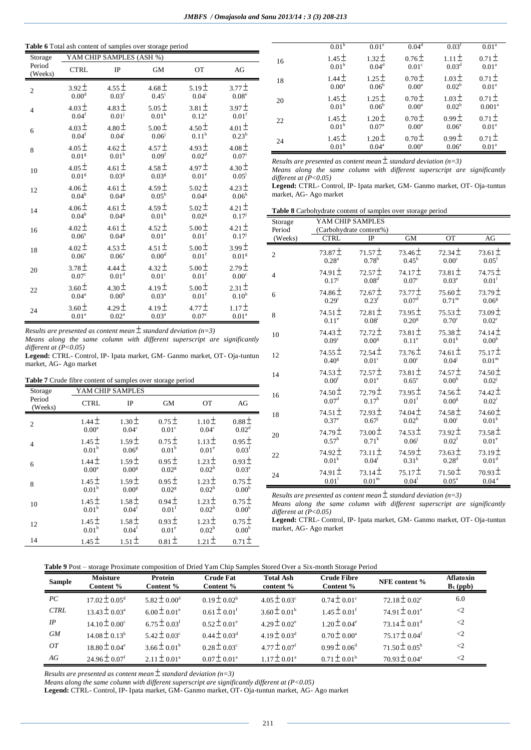**Table 6** Total ash content of samples over storage period

| Storage Period (Weeks) | YAM CHIP SAMPLES (ASH %) | | | | |
|---|---|---|---|---|---|
| | CTRL | IP | GM | OT | AG |
| 2 | 3.92 ± 0.00[d] | 4.55 ± 0.03[f] | 4.68 ± 0.45[i] | 5.19 ± 0.04[i] | 3.77 ± 0.08[e] |
| 4 | 4.03 ± 0.04[f] | 4.83 ± 0.01[j] | 5.05 ± 0.01[k] | 3.81 ± 0.12[a] | 3.97 ± 0.01[f] |
| 6 | 4.03 ± 0.04[f] | 4.80 ± 0.04[i] | 5.00 ± 0.06[j] | 4.50 ± 0.11[b] | 4.01 ± 0.23[h] |
| 8 | 4.05 ± 0.01[g] | 4.62 ± 0.01[h] | 4.57 ± 0.09[f] | 4.93 ± 0.02[d] | 4.08 ± 0.07[i] |
| 10 | 4.05 ± 0.01[g] | 4.61 ± 0.03[g] | 4.58 ± 0.03[g] | 4.97 ± 0.01[e] | 4.30 ± 0.05[l] |
| 12 | 4.06 ± 0.04[h] | 4.61 ± 0.04[g] | 4.59 ± 0.05[h] | 5.02 ± 0.04[g] | 4.23 ± 0.06[k] |
| 14 | 4.06 ± 0.04[h] | 4.61 ± 0.04[g] | 4.59 ± 0.01[h] | 5.02 ± 0.02[g] | 4.21 ± 0.17[j] |
| 16 | 4.02 ± 0.06[e] | 4.61 ± 0.04[g] | 4.52 ± 0.01[e] | 5.00 ± 0.01[f] | 4.21 ± 0.17[j] |
| 18 | 4.02 ± 0.06[e] | 4.53 ± 0.06[e] | 4.51 ± 0.00[d] | 5.00 ± 0.01[f] | 3.99 ± 0.01[g] |
| 20 | 3.78 ± 0.07[c] | 4.44 ± 0.01[d] | 4.32 ± 0.01[c] | 5.00 ± 0.01[f] | 2.79 ± 0.00[c] |
| 22 | 3.60 ± 0.04[a] | 4.30 ± 0.00[b] | 4.19 ± 0.03[a] | 5.00 ± 0.01[f] | 2.31 ± 0.10[b] |
| 24 | 3.60 ± 0.01[a] | 4.29 ± 0.02[a] | 4.19 ± 0.03[a] | 4.77 ± 0.07[c] | 1.17 ± 0.01[a] |

*Results are presented as content mean ± standard deviation (n=3)*

*Means along the same column with different superscript are significantly different at (P<0.05)*

**Legend:** CTRL- Control, IP- Ipata market, GM- Ganmo market, OT- Oja-tuntun market, AG- Ago market

**Table 7** Crude fibre content of samples over storage period

| Storage Period (Weeks) | YAM CHIP SAMPLES | | | | |
|---|---|---|---|---|---|
| | CTRL | IP | GM | OT | AG |
| 2 | 1.44 ± 0.00[a] | 1.30 ± 0.04[c] | 0.75 ± 0.01[c] | 1.10 ± 0.04[c] | 0.88 ± 0.02[d] |
| 4 | 1.45 ± 0.01[b] | 1.59 ± 0.06[g] | 0.75 ± 0.01[b] | 1.13 ± 0.01[e] | 0.95 ± 0.03[f] |
| 6 | 1.44 ± 0.00[a] | 1.59 ± 0.00[g] | 0.95 ± 0.02[g] | 1.23 ± 0.02[h] | 0.93 ± 0.03[e] |
| 8 | 1.45 ± 0.01[b] | 1.59 ± 0.00[g] | 0.95 ± 0.02[g] | 1.23 ± 0.02[h] | 0.75 ± 0.00[b] |
| 10 | 1.45 ± 0.01[b] | 1.58 ± 0.04[f] | 0.94 ± 0.01[f] | 1.23 ± 0.02[h] | 0.75 ± 0.00[b] |
| 12 | 1.45 ± 0.01[b] | 1.58 ± 0.04[f] | 0.93 ± 0.01[e] | 1.23 ± 0.02[h] | 0.75 ± 0.00[b] |
| 14 | 1.45 ± 0.01[b] | 1.51 ± 0.01[e] | 0.81 ± 0.04[d] | 1.21 ± 0.03[f] | 0.71 ± 0.01[a] |
| 16 | 1.45 ± 0.01[b] | 1.32 ± 0.04[d] | 0.76 ± 0.01[c] | 1.11 ± 0.03[d] | 0.71 ± 0.01[a] |
| 18 | 1.44 ± 0.00[a] | 1.25 ± 0.06[b] | 0.70 ± 0.00[a] | 1.03 ± 0.02[b] | 0.71 ± 0.01[a] |
| 20 | 1.45 ± 0.01[b] | 1.25 ± 0.06[b] | 0.70 ± 0.00[a] | 1.03 ± 0.02[b] | 0.71 ± 0.001[a] |
| 22 | 1.45 ± 0.01[b] | 1.20 ± 0.07[a] | 0.70 ± 0.00[a] | 0.99 ± 0.06[a] | 0.71 ± 0.01[a] |
| 24 | 1.45 ± 0.01[b] | 1.20 ± 0.04[a] | 0.70 ± 0.00[a] | 0.99 ± 0.06[a] | 0.71 ± 0.01[a] |

*Results are presented as content mean ± standard deviation (n=3)*

*Means along the same column with different superscript are significantly different at (P<0.05)*

**Legend:** CTRL- Control, IP- Ipata market, GM- Ganmo market, OT- Oja-tuntun market, AG- Ago market

**Table 8** Carbohydrate content of samples over storage period

| Storage Period (Weeks) | YAM CHIP SAMPLES (Carbohydrate content%) | | | | |
|---|---|---|---|---|---|
| | CTRL | IP | GM | OT | AG |
| 2 | 73.87 ± 0.28[a] | 71.57 ± 0.78[b] | 73.46 ± 0.45[b] | 72.34 ± 0.00[c] | 73.61 ± 0.05[f] |
| 4 | 74.91 ± 0.17[j] | 72.57 ± 0.08[d] | 74.17 ± 0.07[c] | 73.81 ± 0.03[e] | 74.75 ± 0.01[l] |
| 6 | 74.86 ± 0.29[i] | 72.67 ± 0.23[f] | 73.77 ± 0.07[d] | 75.60 ± 0.71[m] | 73.79 ± 0.06[g] |
| 8 | 74.51 ± 0.11[e] | 72.81 ± 0.08[i] | 73.95 ± 0.20[g] | 75.53 ± 0.70[c] | 73.09 ± 0.02[c] |
| 10 | 74.43 ± 0.09[c] | 72.72 ± 0.00[g] | 73.81 ± 0.11[e] | 75.38 ± 0.01[k] | 74.14 ± 0.00[h] |
| 12 | 74.55 ± 0.40[g] | 72.54 ± 0.01[c] | 73.76 ± 0.00[c] | 74.61 ± 0.04[j] | 75.17 ± 0.01[m] |
| 14 | 74.53 ± 0.00[f] | 72.57 ± 0.01[e] | 73.81 ± 0.65[e] | 74.57 ± 0.00[h] | 74.50 ± 0.02[j] |
| 16 | 74.50 ± 0.07[d] | 72.79 ± 0.17[h] | 73.95 ± 0.01[f] | 74.56 ± 0.00[g] | 74.42 ± 0.02[i] |
| 18 | 74.51 ± 0.37[e] | 72.93 ± 0.67[j] | 74.04 ± 0.02[h] | 74.58 ± 0.00[i] | 74.60 ± 0.01[k] |
| 20 | 74.79 ± 0.57[h] | 73.00 ± 0.71[k] | 74.53 ± 0.06[j] | 73.92 ± 0.02[f] | 73.58 ± 0.01[e] |
| 22 | 74.92 ± 0.01[k] | 73.11 ± 0.04[l] | 74.59 ± 0.31[k] | 73.63 ± 0.28[d] | 73.19 ± 0.01[d] |
| 24 | 74.91 ± 0.01[l] | 73.14 ± 0.01[m] | 75.17 ± 0.04[l] | 71.50 ± 0.05[a] | 70.93 ± 0.04[a] |

*Results are presented as content mean ± standard deviation (n=3)*

*Means along the same column with different superscript are significantly different at (P<0.05)*

**Legend:** CTRL- Control, IP- Ipata market, GM- Ganmo market, OT- Oja-tuntun market, AG- Ago market

**Table 9** Post – storage Proximate composition of Dried Yam Chip Samples Stored Over a Six-month Storage Period

| Sample | Moisture Content % | Protein Content % | Crude Fat Content % | Total Ash content % | Crude Fibre Content % | NFE content % | Aflatoxin $B_1$ (ppb) |
|---|---|---|---|---|---|---|---|
| *PC* | 17.02 ± 0.05[d] | 5.82 ± 0.00[d] | 0.19 ± 0.02[b] | 4.05 ± 0.03[c] | 0.74 ± 0.01[c] | 72.18 ± 0.02[c] | 6.0 |
| *CTRL* | 13.43 ± 0.03[a] | 6.00 ± 0.01[e] | 0.61 ± 0.01[f] | 3.60 ± 0.01[b] | 1.45 ± 0.01[f] | 74.91 ± 0.01[e] | <2 |
| *IP* | 14.10 ± 0.00[c] | 6.75 ± 0.03[f] | 0.52 ± 0.01[e] | 4.29 ± 0.02[e] | 1.20 ± 0.04[e] | 73.14 ± 0.01[d] | <2 |
| *GM* | 14.08 ± 0.13[b] | 5.42 ± 0.03[c] | 0.44 ± 0.03[d] | 4.19 ± 0.03[d] | 0.70 ± 0.00[a] | 75.17 ± 0.04[f] | <2 |
| *OT* | 18.80 ± 0.04[e] | 3.66 ± 0.01[b] | 0.28 ± 0.03[c] | 4.77 ± 0.07[f] | 0.99 ± 0.06[d] | 71.50 ± 0.05[b] | <2 |
| *AG* | 24.96 ± 0.07[f] | 2.11 ± 0.01[a] | 0.07 ± 0.01[a] | 1.17 ± 0.01[a] | 0.71 ± 0.01[b] | 70.93 ± 0.04[a] | <2 |

*Results are presented as content mean ± standard deviation (n=3)*

*Means along the same column with different superscript are significantly different at (P<0.05)*

**Legend:** CTRL- Control, IP- Ipata market, GM- Ganmo market, OT- Oja-tuntun market, AG- Ago market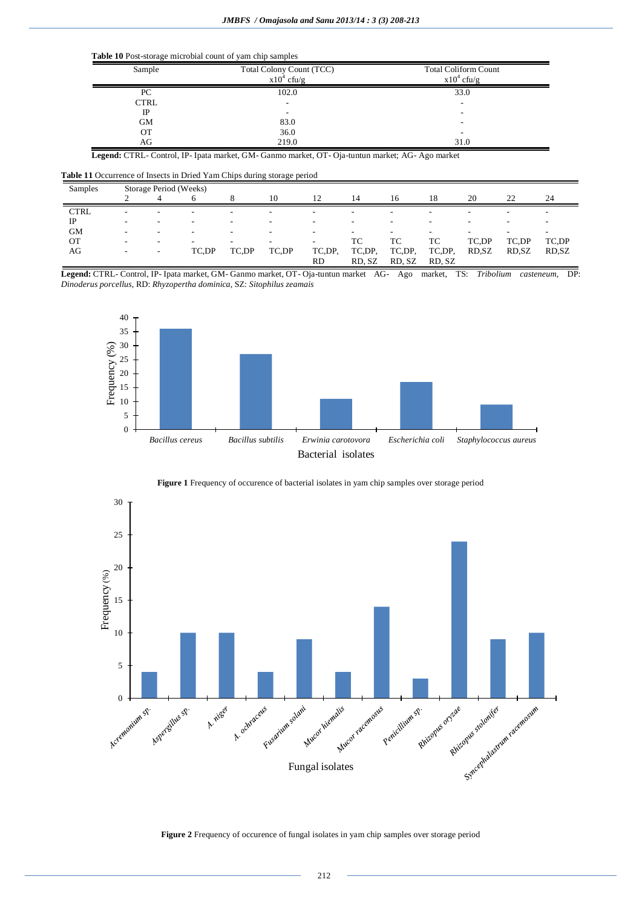**Table 10** Post-storage microbial count of yam chip samples

| Sample | Total Colony Count (TCC) $x10^4$ cfu/g | Total Coliform Count $x10^4$ cfu/g |
|---|---|---|
| PC | 102.0 | 33.0 |
| CTRL | - | - |
| IP | - | - |
| GM | 83.0 | - |
| OT | 36.0 | - |
| AG | 219.0 | 31.0 |

**Legend:** CTRL- Control, IP- Ipata market, GM- Ganmo market, OT- Oja-tuntun market; AG- Ago market

**Table 11** Occurrence of Insects in Dried Yam Chips during storage period

| Samples | Storage Period (Weeks) | | | | | | | | | | | |
|---|---|---|---|---|---|---|---|---|---|---|---|---|
| | 2 | 4 | 6 | 8 | 10 | 12 | 14 | 16 | 18 | 20 | 22 | 24 |
| CTRL | - | - | - | - | - | - | - | - | - | - | - | - |
| IP | - | - | - | - | - | - | - | - | - | - | - | - |
| GM | - | - | - | - | - | - | - | - | - | - | - | - |
| OT | - | - | - | - | - | - | TC | TC | TC | TC,DP | TC,DP | TC,DP |
| AG | - | - | TC,DP | TC,DP | TC,DP | TC,DP, RD | TC,DP, RD, SZ | TC,DP, RD, SZ | TC,DP, RD, SZ | RD,SZ | RD,SZ | RD,SZ |

**Legend:** CTRL- Control, IP- Ipata market, GM- Ganmo market, OT- Oja-tuntun market AG- Ago market, TS: *Tribolium casteneum,* DP: *Dinoderus porcellus,* RD: *Rhyzopertha dominica,* SZ: *Sitophilus zeamais*

**Figure 1** Frequency of occurence of bacterial isolates in yam chip samples over storage period

**Figure 2** Frequency of occurence of fungal isolates in yam chip samples over storage period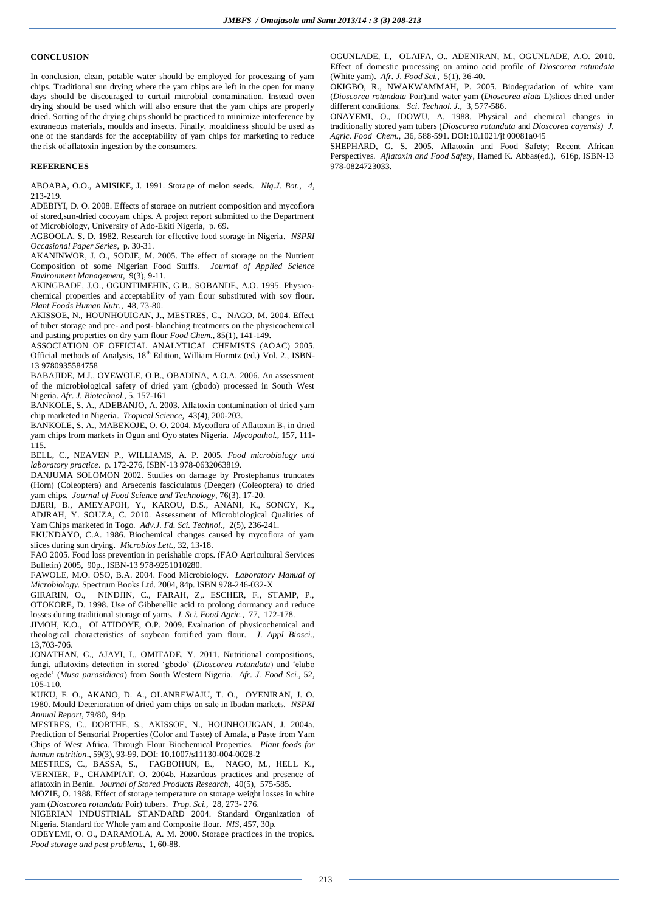## CONCLUSION

In conclusion, clean, potable water should be employed for processing of yam chips. Traditional sun drying where the yam chips are left in the open for many days should be discouraged to curtail microbial contamination. Instead oven drying should be used which will also ensure that the yam chips are properly dried. Sorting of the drying chips should be practiced to minimize interference by extraneous materials, moulds and insects. Finally, mouldiness should be used as one of the standards for the acceptability of yam chips for marketing to reduce the risk of aflatoxin ingestion by the consumers.

## REFERENCES

ABOABA, O.O., AMISIKE, J. 1991. Storage of melon seeds. *Nig.J. Bot., 4,* 213-219.

ADEBIYI, D. O. 2008. Effects of storage on nutrient composition and mycoflora of stored,sun-dried cocoyam chips. A project report submitted to the Department of Microbiology, University of Ado-Ekiti Nigeria, p. 69.

AGBOOLA, S. D. 1982. Research for effective food storage in Nigeria. *NSPRI Occasional Paper Series*, p. 30-31.

AKANINWOR, J. O., SODJE, M. 2005. The effect of storage on the Nutrient Composition of some Nigerian Food Stuffs. *Journal of Applied Science Environment Management,* 9(3), 9-11.

AKINGBADE, J.O., OGUNTIMEHIN, G.B., SOBANDE, A.O. 1995. Physico-chemical properties and acceptability of yam flour substituted with soy flour. *Plant Foods Human Nutr.*, 48, 73-80.

AKISSOE, N., HOUNHOUIGAN, J., MESTRES, C., NAGO, M. 2004. Effect of tuber storage and pre- and post- blanching treatments on the physicochemical and pasting properties on dry yam flour *Food Chem.,* 85(1), 141-149.

ASSOCIATION OF OFFICIAL ANALYTICAL CHEMISTS (AOAC) 2005. Official methods of Analysis, 18th Edition, William Hormtz (ed.) Vol. 2., ISBN-13 9780935584758

BABAJIDE, M.J., OYEWOLE, O.B., OBADINA, A.O.A. 2006. An assessment of the microbiological safety of dried yam (gbodo) processed in South West Nigeria. *Afr. J. Biotechnol.*, 5, 157-161

BANKOLE, S. A., ADEBANJO, A. 2003. Aflatoxin contamination of dried yam chip marketed in Nigeria. *Tropical Science,* 43(4), 200-203.

BANKOLE, S. A., MABEKOJE, O. O. 2004. Mycoflora of Aflatoxin $B_1$ in dried yam chips from markets in Ogun and Oyo states Nigeria. *Mycopathol.*, 157, 111-115.

BELL, C., NEAVEN P., WILLIAMS, A. P. 2005. *Food microbiology and laboratory practice*. p. 172-276, ISBN-13 978-0632063819.

DANJUMA SOLOMON 2002. Studies on damage by Prostephanus truncates (Horn) (Coleoptera) and Araecenis fasciculatus (Deeger) (Coleoptera) to dried yam chips. *Journal of Food Science and Technology*, 76(3), 17-20.

DJERI, B., AMEYAPOH, Y., KAROU, D.S., ANANI, K., SONCY, K., ADJRAH, Y. SOUZA, C. 2010. Assessment of Microbiological Qualities of Yam Chips marketed in Togo. *Adv.J. Fd. Sci. Technol.,* 2(5), 236-241.

EKUNDAYO, C.A. 1986. Biochemical changes caused by mycoflora of yam slices during sun drying. *Microbios Lett.*, 32, 13-18.

FAO 2005. Food loss prevention in perishable crops. (FAO Agricultural Services Bulletin) 2005, 90p., ISBN-13 978-9251010280.

FAWOLE, M.O. OSO, B.A. 2004. Food Microbiology. *Laboratory Manual of Microbiology.* Spectrum Books Ltd. 2004, 84p. ISBN 978-246-032-X

GIRARIN, O., NINDJIN, C., FARAH, Z,. ESCHER, F., STAMP, P., OTOKORE, D. 1998. Use of Gibberellic acid to prolong dormancy and reduce losses during traditional storage of yams. *J. Sci. Food Agric.,* 77, 172-178.

JIMOH, K.O., OLATIDOYE, O.P. 2009. Evaluation of physicochemical and rheological characteristics of soybean fortified yam flour. *J. Appl Biosci.,* 13,703-706.

JONATHAN, G., AJAYI, I., OMITADE, Y. 2011. Nutritional compositions, fungi, aflatoxins detection in stored 'gbodo' (*Dioscorea rotundata*) and 'elubo ogede' (*Musa parasidiaca*) from South Western Nigeria. *Afr. J. Food Sci.,* 52, 105-110.

KUKU, F. O., AKANO, D. A., OLANREWAJU, T. O., OYENIRAN, J. O. 1980. Mould Deterioration of dried yam chips on sale in Ibadan markets. *NSPRI Annual Report*, 79/80, 94p.

MESTRES, C., DORTHE, S., AKISSOE, N., HOUNHOUIGAN, J. 2004a. Prediction of Sensorial Properties (Color and Taste) of Amala, a Paste from Yam Chips of West Africa, Through Flour Biochemical Properties. *Plant foods for human nutrition*., 59(3), 93-99. DOI: 10.1007/s11130-004-0028-2

MESTRES, C., BASSA, S., FAGBOHUN, E., NAGO, M., HELL K., VERNIER, P., CHAMPIAT, O. 2004b. Hazardous practices and presence of aflatoxin in Benin. *Journal of Stored Products Research,* 40(5), 575-585.

MOZIE, O. 1988. Effect of storage temperature on storage weight losses in white yam (*Dioscorea rotundata* Poir) tubers. *Trop. Sci.,* 28, 273- 276.

NIGERIAN INDUSTRIAL STANDARD 2004. Standard Organization of Nigeria. Standard for Whole yam and Composite flour. *NIS*, 457, 30p.

ODEYEMI, O. O., DARAMOLA, A. M. 2000. Storage practices in the tropics. *Food storage and pest problems*, 1, 60-88.

OGUNLADE, I., OLAIFA, O., ADENIRAN, M., OGUNLADE, A.O. 2010. Effect of domestic processing on amino acid profile of *Dioscorea rotundata* (White yam). *Afr. J. Food Sci.*, 5(1), 36-40.

OKIGBO, R., NWAKWAMMAH, P. 2005. Biodegradation of white yam (*Dioscorea rotundata* Poir)and water yam (*Dioscorea alata* L)slices dried under different conditions. *Sci. Technol. J.,* 3, 577-586.

ONAYEMI, O., IDOWU, A. 1988. Physical and chemical changes in traditionally stored yam tubers (*Dioscorea rotundata* and *Dioscorea cayensis)* *J. Agric. Food Chem.,* .36, 588-591. DOI:10.1021/jf 00081a045

SHEPHARD, G. S. 2005. Aflatoxin and Food Safety; Recent African Perspectives. *Aflatoxin and Food Safety*, Hamed K. Abbas(ed.), 616p, ISBN-13 978-0824723033.